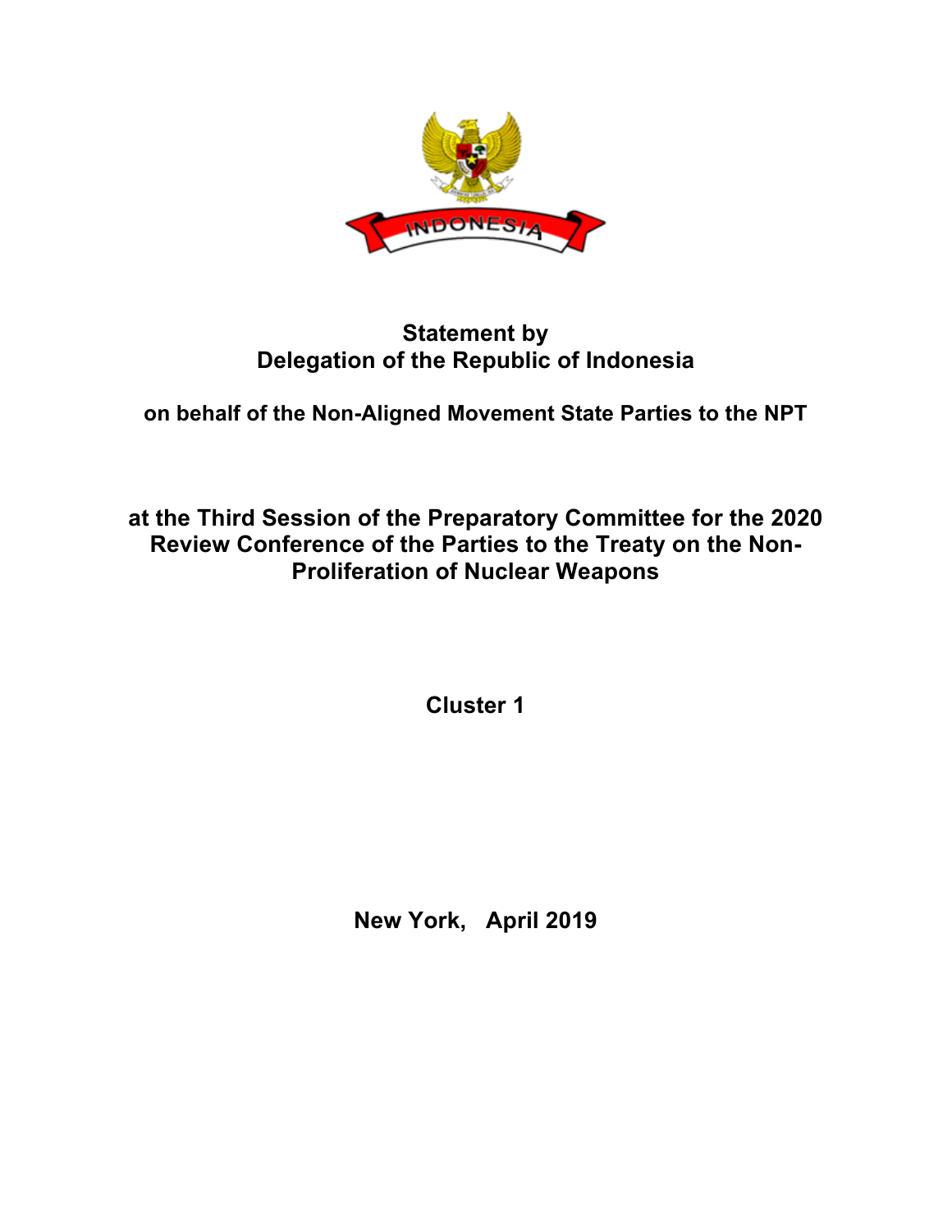**Statement by**
**Delegation of the Republic of Indonesia**

**on behalf of the Non-Aligned Movement State Parties to the NPT**

**at the Third Session of the Preparatory Committee for the 2020 Review Conference of the Parties to the Treaty on the Non-Proliferation of Nuclear Weapons**

**Cluster 1**

**New York, April 2019**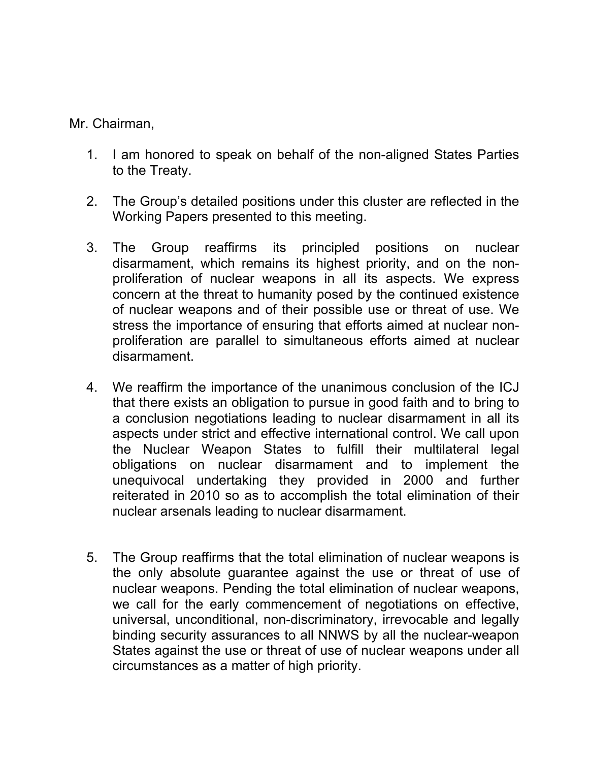Mr. Chairman,

1. I am honored to speak on behalf of the non-aligned States Parties to the Treaty.

2. The Group's detailed positions under this cluster are reflected in the Working Papers presented to this meeting.

3. The Group reaffirms its principled positions on nuclear disarmament, which remains its highest priority, and on the non-proliferation of nuclear weapons in all its aspects. We express concern at the threat to humanity posed by the continued existence of nuclear weapons and of their possible use or threat of use. We stress the importance of ensuring that efforts aimed at nuclear non-proliferation are parallel to simultaneous efforts aimed at nuclear disarmament.

4. We reaffirm the importance of the unanimous conclusion of the ICJ that there exists an obligation to pursue in good faith and to bring to a conclusion negotiations leading to nuclear disarmament in all its aspects under strict and effective international control. We call upon the Nuclear Weapon States to fulfill their multilateral legal obligations on nuclear disarmament and to implement the unequivocal undertaking they provided in 2000 and further reiterated in 2010 so as to accomplish the total elimination of their nuclear arsenals leading to nuclear disarmament.

5. The Group reaffirms that the total elimination of nuclear weapons is the only absolute guarantee against the use or threat of use of nuclear weapons. Pending the total elimination of nuclear weapons, we call for the early commencement of negotiations on effective, universal, unconditional, non-discriminatory, irrevocable and legally binding security assurances to all NNWS by all the nuclear-weapon States against the use or threat of use of nuclear weapons under all circumstances as a matter of high priority.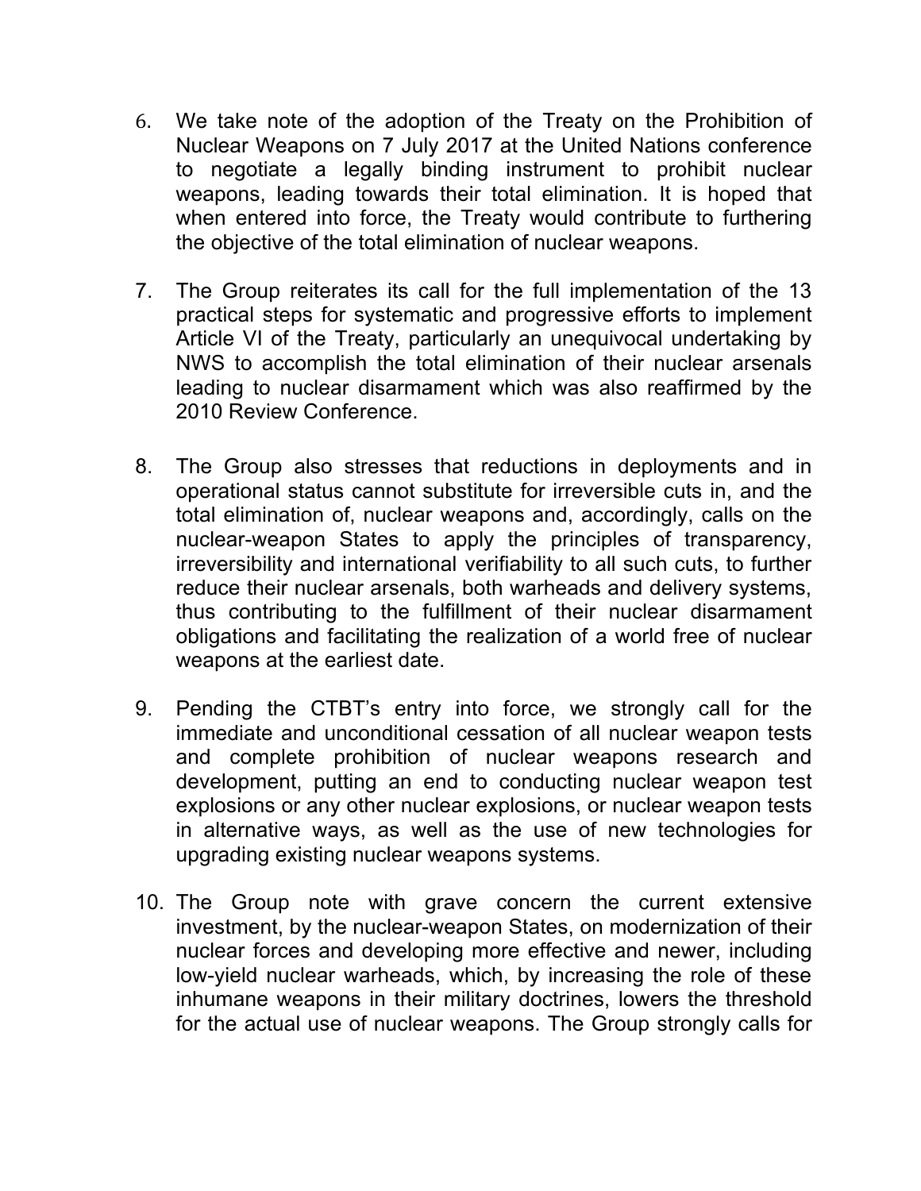6. We take note of the adoption of the Treaty on the Prohibition of Nuclear Weapons on 7 July 2017 at the United Nations conference to negotiate a legally binding instrument to prohibit nuclear weapons, leading towards their total elimination. It is hoped that when entered into force, the Treaty would contribute to furthering the objective of the total elimination of nuclear weapons.

7. The Group reiterates its call for the full implementation of the 13 practical steps for systematic and progressive efforts to implement Article VI of the Treaty, particularly an unequivocal undertaking by NWS to accomplish the total elimination of their nuclear arsenals leading to nuclear disarmament which was also reaffirmed by the 2010 Review Conference.

8. The Group also stresses that reductions in deployments and in operational status cannot substitute for irreversible cuts in, and the total elimination of, nuclear weapons and, accordingly, calls on the nuclear-weapon States to apply the principles of transparency, irreversibility and international verifiability to all such cuts, to further reduce their nuclear arsenals, both warheads and delivery systems, thus contributing to the fulfillment of their nuclear disarmament obligations and facilitating the realization of a world free of nuclear weapons at the earliest date.

9. Pending the CTBT's entry into force, we strongly call for the immediate and unconditional cessation of all nuclear weapon tests and complete prohibition of nuclear weapons research and development, putting an end to conducting nuclear weapon test explosions or any other nuclear explosions, or nuclear weapon tests in alternative ways, as well as the use of new technologies for upgrading existing nuclear weapons systems.

10. The Group note with grave concern the current extensive investment, by the nuclear-weapon States, on modernization of their nuclear forces and developing more effective and newer, including low-yield nuclear warheads, which, by increasing the role of these inhumane weapons in their military doctrines, lowers the threshold for the actual use of nuclear weapons. The Group strongly calls for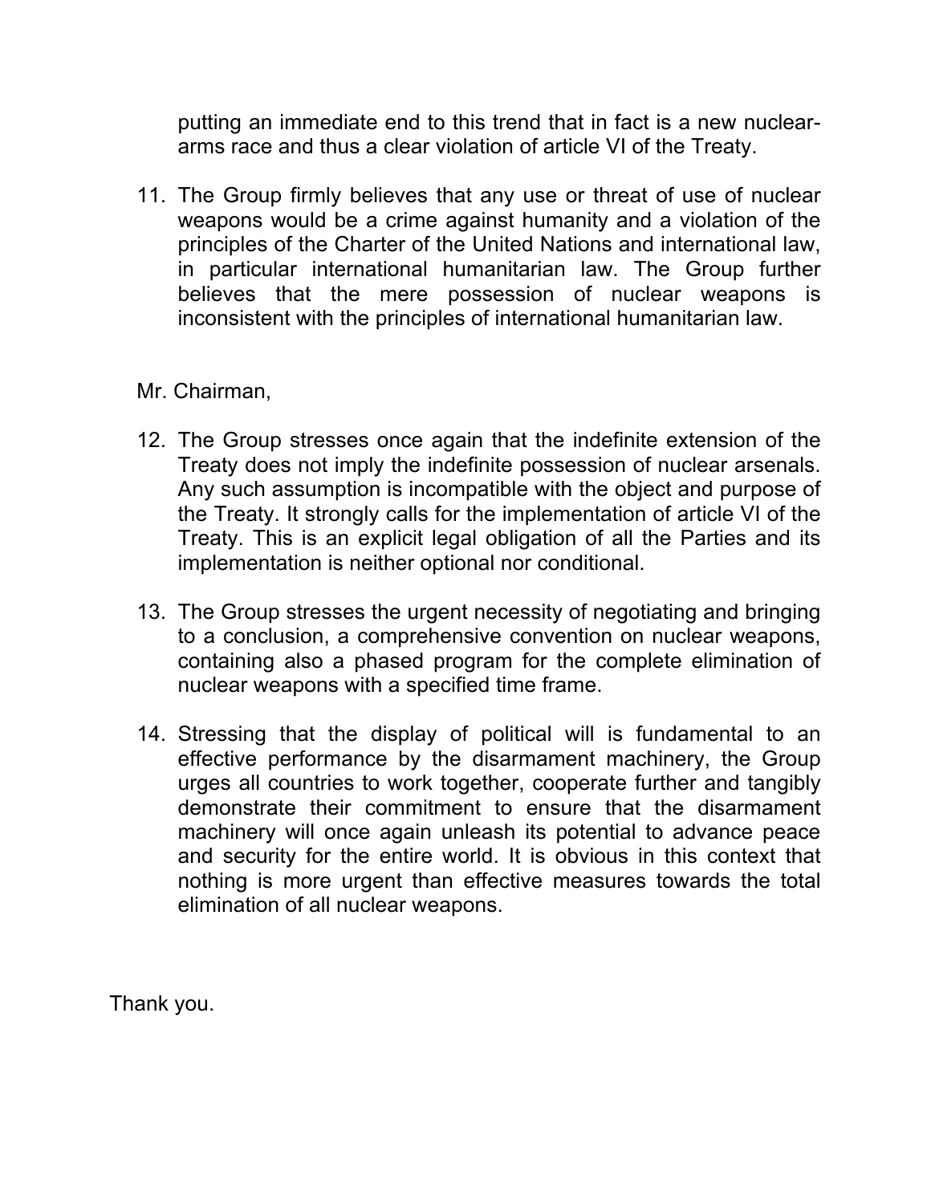putting an immediate end to this trend that in fact is a new nuclear-arms race and thus a clear violation of article VI of the Treaty.

11. The Group firmly believes that any use or threat of use of nuclear weapons would be a crime against humanity and a violation of the principles of the Charter of the United Nations and international law, in particular international humanitarian law. The Group further believes that the mere possession of nuclear weapons is inconsistent with the principles of international humanitarian law.

Mr. Chairman,

12. The Group stresses once again that the indefinite extension of the Treaty does not imply the indefinite possession of nuclear arsenals. Any such assumption is incompatible with the object and purpose of the Treaty. It strongly calls for the implementation of article VI of the Treaty. This is an explicit legal obligation of all the Parties and its implementation is neither optional nor conditional.

13. The Group stresses the urgent necessity of negotiating and bringing to a conclusion, a comprehensive convention on nuclear weapons, containing also a phased program for the complete elimination of nuclear weapons with a specified time frame.

14. Stressing that the display of political will is fundamental to an effective performance by the disarmament machinery, the Group urges all countries to work together, cooperate further and tangibly demonstrate their commitment to ensure that the disarmament machinery will once again unleash its potential to advance peace and security for the entire world. It is obvious in this context that nothing is more urgent than effective measures towards the total elimination of all nuclear weapons.

Thank you.